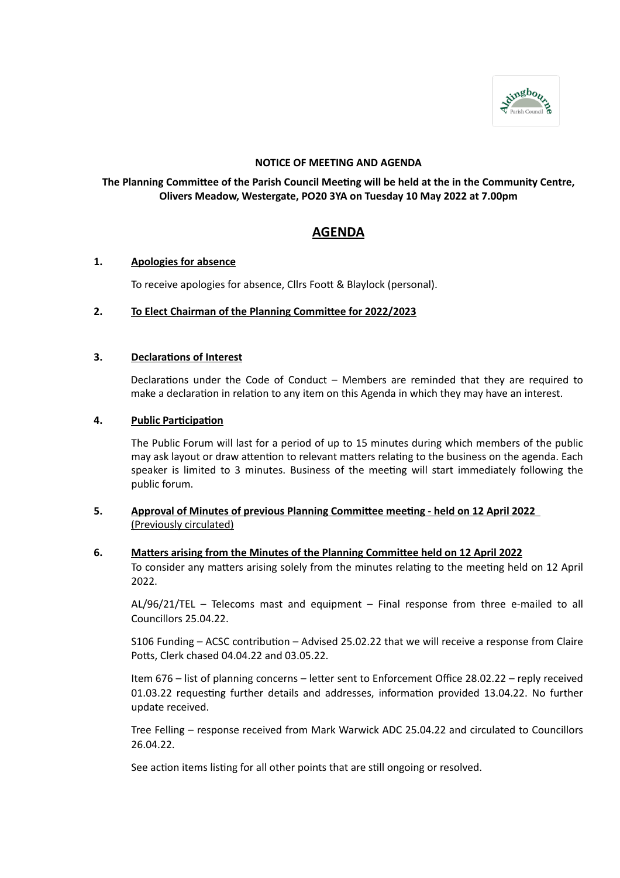**NOTICE OF MEETING AND AGENDA**

**The Planning Committee of the Parish Council Meeting will be held at the in the Community Centre, Olivers Meadow, Westergate, PO20 3YA on Tuesday 10 May 2022 at 7.00pm**

## AGENDA

**1. Apologies for absence**

To receive apologies for absence, Cllrs Foott & Blaylock (personal).

**2. To Elect Chairman of the Planning Committee for 2022/2023**

**3. Declarations of Interest**

Declarations under the Code of Conduct – Members are reminded that they are required to make a declaration in relation to any item on this Agenda in which they may have an interest.

**4. Public Participation**

The Public Forum will last for a period of up to 15 minutes during which members of the public may ask layout or draw attention to relevant matters relating to the business on the agenda. Each speaker is limited to 3 minutes. Business of the meeting will start immediately following the public forum.

**5. Approval of Minutes of previous Planning Committee meeting - held on 12 April 2022 (Previously circulated)**

**6. Matters arising from the Minutes of the Planning Committee held on 12 April 2022**

To consider any matters arising solely from the minutes relating to the meeting held on 12 April 2022.

AL/96/21/TEL – Telecoms mast and equipment – Final response from three e-mailed to all Councillors 25.04.22.

S106 Funding – ACSC contribution – Advised 25.02.22 that we will receive a response from Claire Potts, Clerk chased 04.04.22 and 03.05.22.

Item 676 – list of planning concerns – letter sent to Enforcement Office 28.02.22 – reply received 01.03.22 requesting further details and addresses, information provided 13.04.22. No further update received.

Tree Felling – response received from Mark Warwick ADC 25.04.22 and circulated to Councillors 26.04.22.

See action items listing for all other points that are still ongoing or resolved.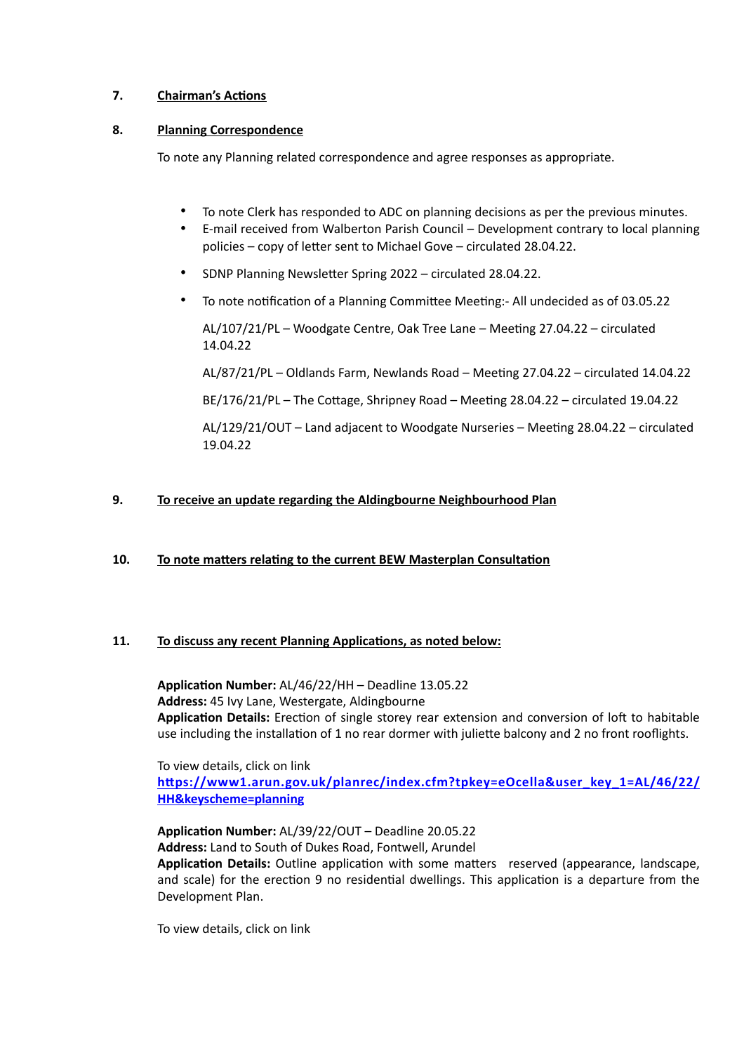7. **Chairman's Actions**

8. **Planning Correspondence**

To note any Planning related correspondence and agree responses as appropriate.

- To note Clerk has responded to ADC on planning decisions as per the previous minutes.
- E-mail received from Walberton Parish Council – Development contrary to local planning policies – copy of letter sent to Michael Gove – circulated 28.04.22.
- SDNP Planning Newsletter Spring 2022 – circulated 28.04.22.
- To note notification of a Planning Committee Meeting:- All undecided as of 03.05.22

  AL/107/21/PL – Woodgate Centre, Oak Tree Lane – Meeting 27.04.22 – circulated 14.04.22

  AL/87/21/PL – Oldlands Farm, Newlands Road – Meeting 27.04.22 – circulated 14.04.22

  BE/176/21/PL – The Cottage, Shripney Road – Meeting 28.04.22 – circulated 19.04.22

  AL/129/21/OUT – Land adjacent to Woodgate Nurseries – Meeting 28.04.22 – circulated 19.04.22

9. **To receive an update regarding the Aldingbourne Neighbourhood Plan**

10. **To note matters relating to the current BEW Masterplan Consultation**

11. **To discuss any recent Planning Applications, as noted below:**

**Application Number:** AL/46/22/HH – Deadline 13.05.22
**Address:** 45 Ivy Lane, Westergate, Aldingbourne
**Application Details:** Erection of single storey rear extension and conversion of loft to habitable use including the installation of 1 no rear dormer with juliette balcony and 2 no front rooflights.

To view details, click on link
**https://www1.arun.gov.uk/planrec/index.cfm?tpkey=eOcella&user_key_1=AL/46/22/HH&keyscheme=planning**

**Application Number:** AL/39/22/OUT – Deadline 20.05.22
**Address:** Land to South of Dukes Road, Fontwell, Arundel
**Application Details:** Outline application with some matters reserved (appearance, landscape, and scale) for the erection 9 no residential dwellings. This application is a departure from the Development Plan.

To view details, click on link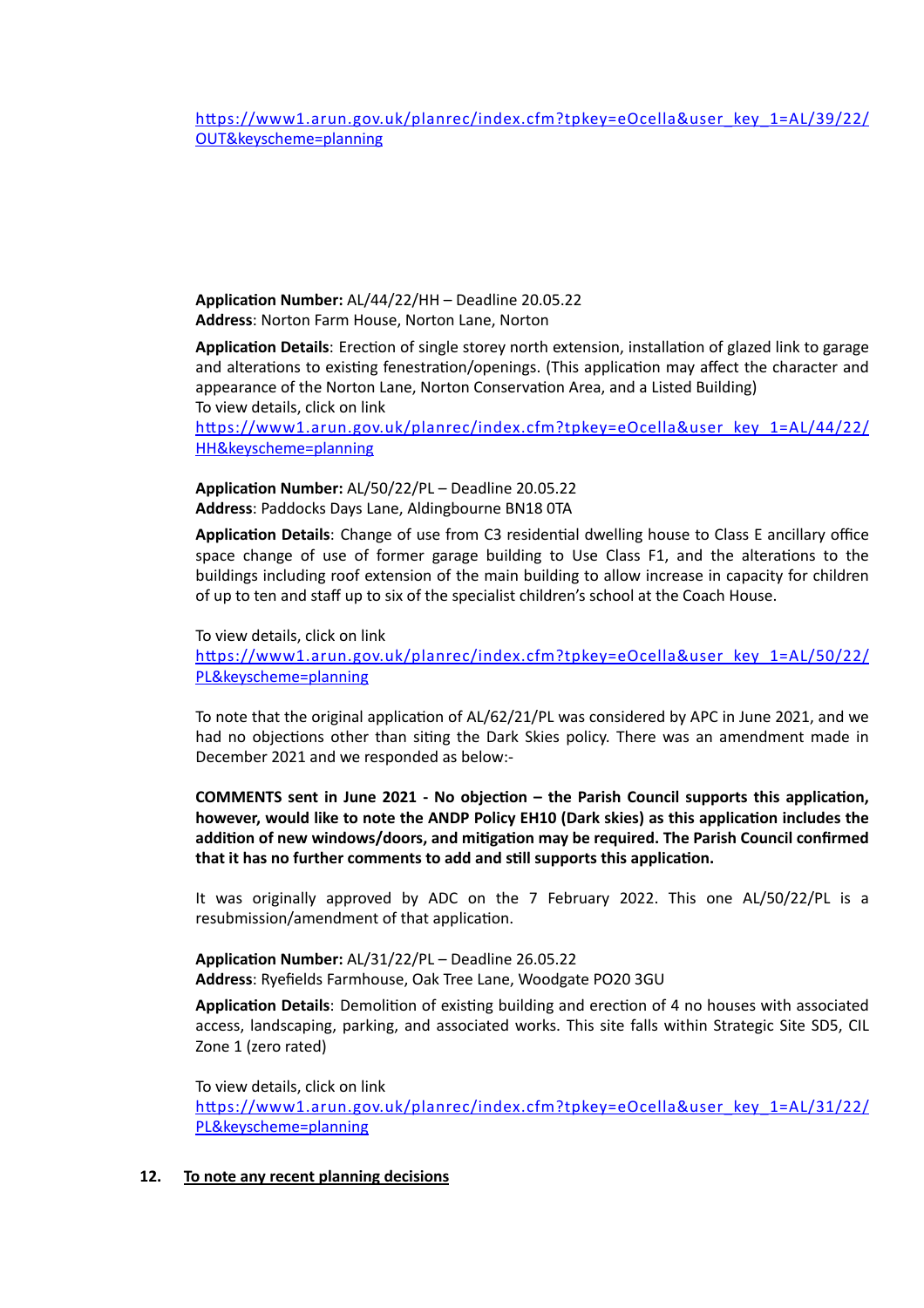https://www1.arun.gov.uk/planrec/index.cfm?tpkey=eOcella&user_key_1=AL/39/22/OUT&keyscheme=planning

**Application Number:** AL/44/22/HH – Deadline 20.05.22
**Address**: Norton Farm House, Norton Lane, Norton

**Application Details**: Erection of single storey north extension, installation of glazed link to garage and alterations to existing fenestration/openings. (This application may affect the character and appearance of the Norton Lane, Norton Conservation Area, and a Listed Building)
To view details, click on link
https://www1.arun.gov.uk/planrec/index.cfm?tpkey=eOcella&user_key_1=AL/44/22/HH&keyscheme=planning

**Application Number:** AL/50/22/PL – Deadline 20.05.22
**Address**: Paddocks Days Lane, Aldingbourne BN18 0TA

**Application Details**: Change of use from C3 residential dwelling house to Class E ancillary office space change of use of former garage building to Use Class F1, and the alterations to the buildings including roof extension of the main building to allow increase in capacity for children of up to ten and staff up to six of the specialist children's school at the Coach House.

To view details, click on link
https://www1.arun.gov.uk/planrec/index.cfm?tpkey=eOcella&user_key_1=AL/50/22/PL&keyscheme=planning

To note that the original application of AL/62/21/PL was considered by APC in June 2021, and we had no objections other than siting the Dark Skies policy. There was an amendment made in December 2021 and we responded as below:-

**COMMENTS sent in June 2021 - No objection – the Parish Council supports this application, however, would like to note the ANDP Policy EH10 (Dark skies) as this application includes the addition of new windows/doors, and mitigation may be required. The Parish Council confirmed that it has no further comments to add and still supports this application.**

It was originally approved by ADC on the 7 February 2022. This one AL/50/22/PL is a resubmission/amendment of that application.

**Application Number:** AL/31/22/PL – Deadline 26.05.22
**Address**: Ryefields Farmhouse, Oak Tree Lane, Woodgate PO20 3GU

**Application Details**: Demolition of existing building and erection of 4 no houses with associated access, landscaping, parking, and associated works. This site falls within Strategic Site SD5, CIL Zone 1 (zero rated)

To view details, click on link
https://www1.arun.gov.uk/planrec/index.cfm?tpkey=eOcella&user_key_1=AL/31/22/PL&keyscheme=planning

## 12. To note any recent planning decisions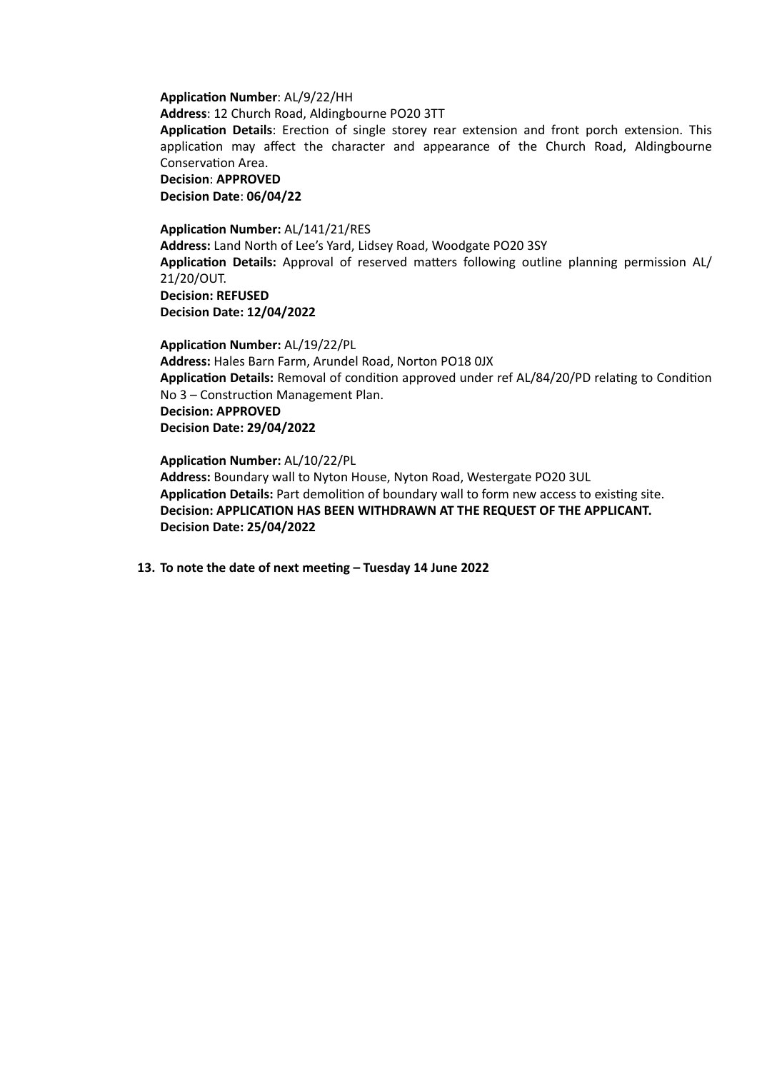**Application Number**: AL/9/22/HH
**Address**: 12 Church Road, Aldingbourne PO20 3TT
**Application Details**: Erection of single storey rear extension and front porch extension. This application may affect the character and appearance of the Church Road, Aldingbourne Conservation Area.
**Decision**: **APPROVED**
**Decision Date**: **06/04/22**

**Application Number:** AL/141/21/RES
**Address:** Land North of Lee's Yard, Lidsey Road, Woodgate PO20 3SY
**Application Details:** Approval of reserved matters following outline planning permission AL/ 21/20/OUT.
**Decision: REFUSED**
**Decision Date: 12/04/2022**

**Application Number:** AL/19/22/PL
**Address:** Hales Barn Farm, Arundel Road, Norton PO18 0JX
**Application Details:** Removal of condition approved under ref AL/84/20/PD relating to Condition No 3 – Construction Management Plan.
**Decision: APPROVED**
**Decision Date: 29/04/2022**

**Application Number:** AL/10/22/PL
**Address:** Boundary wall to Nyton House, Nyton Road, Westergate PO20 3UL
**Application Details:** Part demolition of boundary wall to form new access to existing site.
**Decision: APPLICATION HAS BEEN WITHDRAWN AT THE REQUEST OF THE APPLICANT.**
**Decision Date: 25/04/2022**

**13. To note the date of next meeting – Tuesday 14 June 2022**